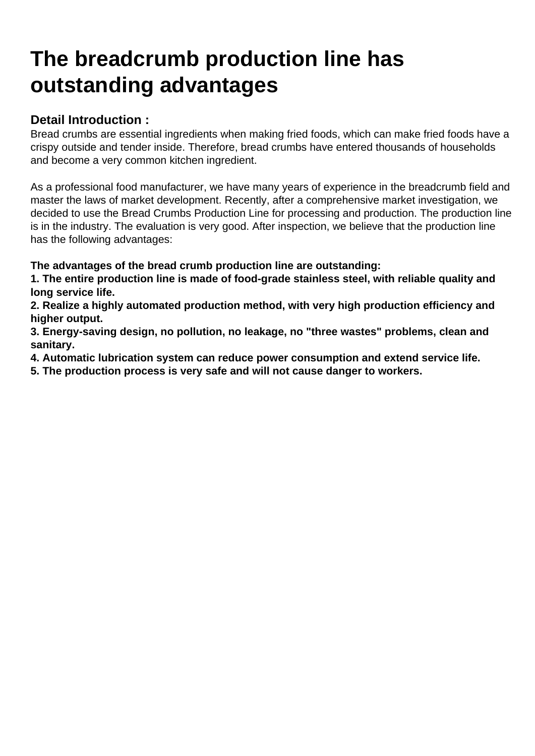# The breadcrumb production line has outstanding advantages

## Detail Introduction :

Bread crumbs are essential ingredients when making fried foods, which can make fried foods have a crispy outside and tender inside. Therefore, bread crumbs have entered thousands of households and become a very common kitchen ingredient.

As a professional food manufacturer, we have many years of experience in the breadcrumb field and master the laws of market development. Recently, after a comprehensive market investigation, we decided to use the Bread Crumbs Production Line for processing and production. The production line is in the industry. The evaluation is very good. After inspection, we believe that the production line has the following advantages:

**The advantages of the bread crumb production line are outstanding:**
**1. The entire production line is made of food-grade stainless steel, with reliable quality and long service life.**
**2. Realize a highly automated production method, with very high production efficiency and higher output.**
**3. Energy-saving design, no pollution, no leakage, no "three wastes" problems, clean and sanitary.**
**4. Automatic lubrication system can reduce power consumption and extend service life.**
**5. The production process is very safe and will not cause danger to workers.**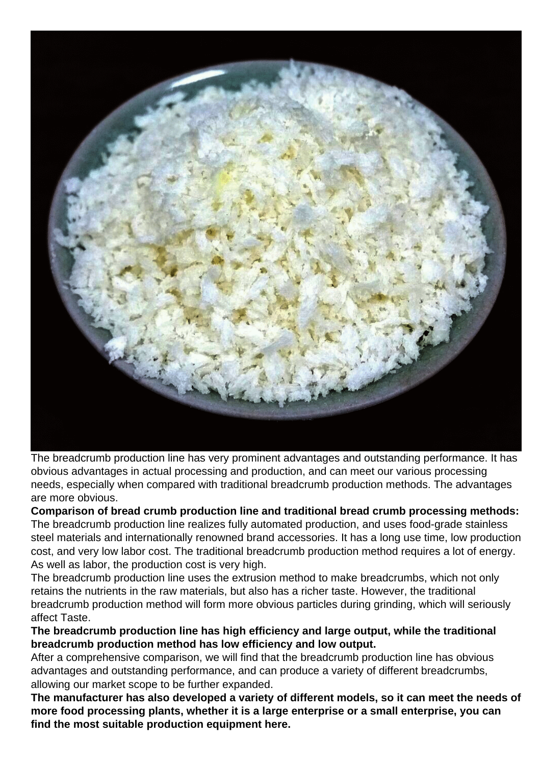The breadcrumb production line has very prominent advantages and outstanding performance. It has obvious advantages in actual processing and production, and can meet our various processing needs, especially when compared with traditional breadcrumb production methods. The advantages are more obvious.

**Comparison of bread crumb production line and traditional bread crumb processing methods:**
The breadcrumb production line realizes fully automated production, and uses food-grade stainless steel materials and internationally renowned brand accessories. It has a long use time, low production cost, and very low labor cost. The traditional breadcrumb production method requires a lot of energy. As well as labor, the production cost is very high.

The breadcrumb production line uses the extrusion method to make breadcrumbs, which not only retains the nutrients in the raw materials, but also has a richer taste. However, the traditional breadcrumb production method will form more obvious particles during grinding, which will seriously affect Taste.

**The breadcrumb production line has high efficiency and large output, while the traditional breadcrumb production method has low efficiency and low output.**

After a comprehensive comparison, we will find that the breadcrumb production line has obvious advantages and outstanding performance, and can produce a variety of different breadcrumbs, allowing our market scope to be further expanded.

**The manufacturer has also developed a variety of different models, so it can meet the needs of more food processing plants, whether it is a large enterprise or a small enterprise, you can find the most suitable production equipment here.**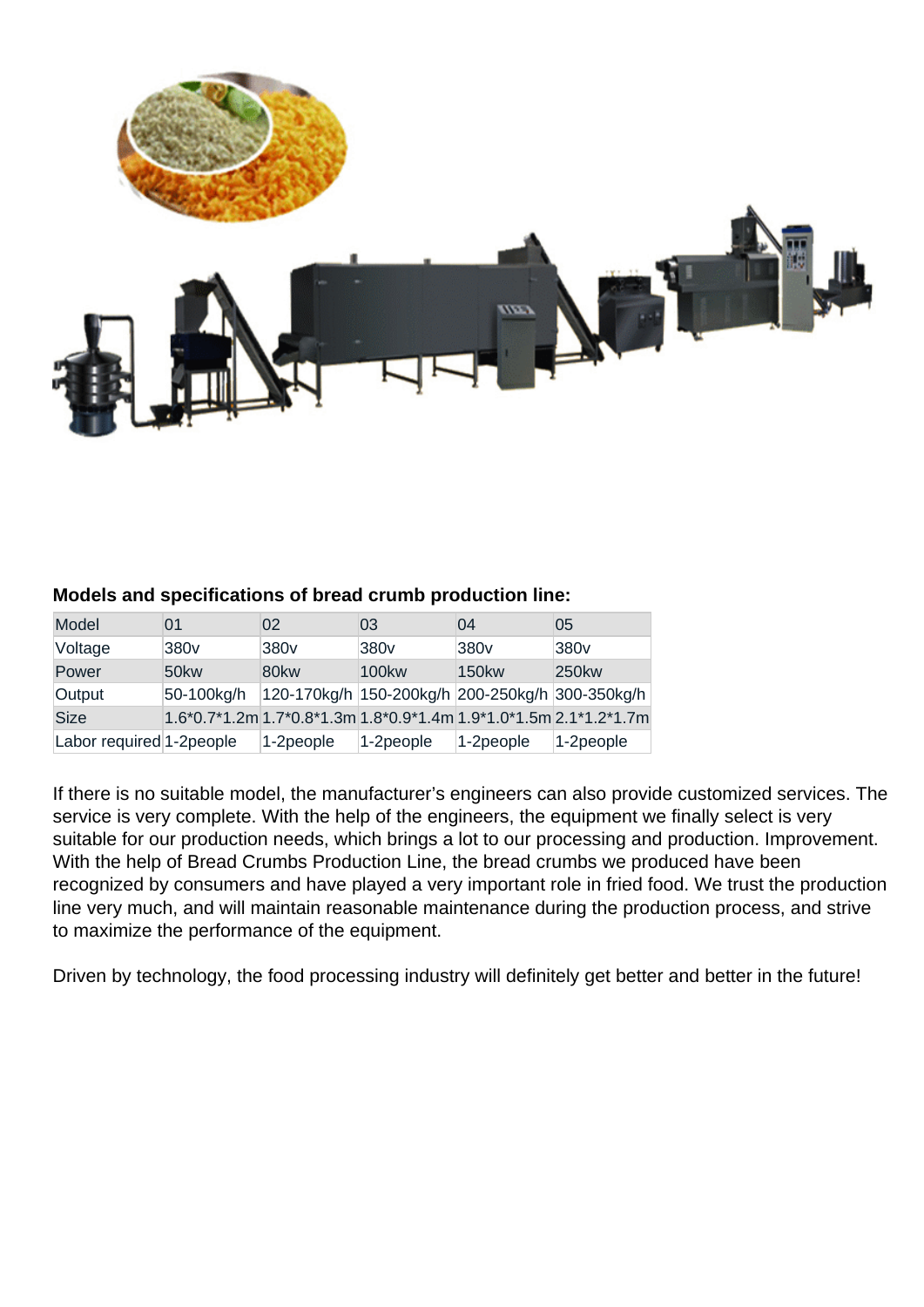**Models and specifications of bread crumb production line:**

| Model | 01 | 02 | 03 | 04 | 05 |
|---|---|---|---|---|---|
| Voltage | 380v | 380v | 380v | 380v | 380v |
| Power | 50kw | 80kw | 100kw | 150kw | 250kw |
| Output | 50-100kg/h | 120-170kg/h | 150-200kg/h | 200-250kg/h | 300-350kg/h |
| Size | 1.6*0.7*1.2m | 1.7*0.8*1.3m | 1.8*0.9*1.4m | 1.9*1.0*1.5m | 2.1*1.2*1.7m |
| Labor required | 1-2people | 1-2people | 1-2people | 1-2people | 1-2people |

If there is no suitable model, the manufacturer's engineers can also provide customized services. The service is very complete. With the help of the engineers, the equipment we finally select is very suitable for our production needs, which brings a lot to our processing and production. Improvement. With the help of Bread Crumbs Production Line, the bread crumbs we produced have been recognized by consumers and have played a very important role in fried food. We trust the production line very much, and will maintain reasonable maintenance during the production process, and strive to maximize the performance of the equipment.

Driven by technology, the food processing industry will definitely get better and better in the future!